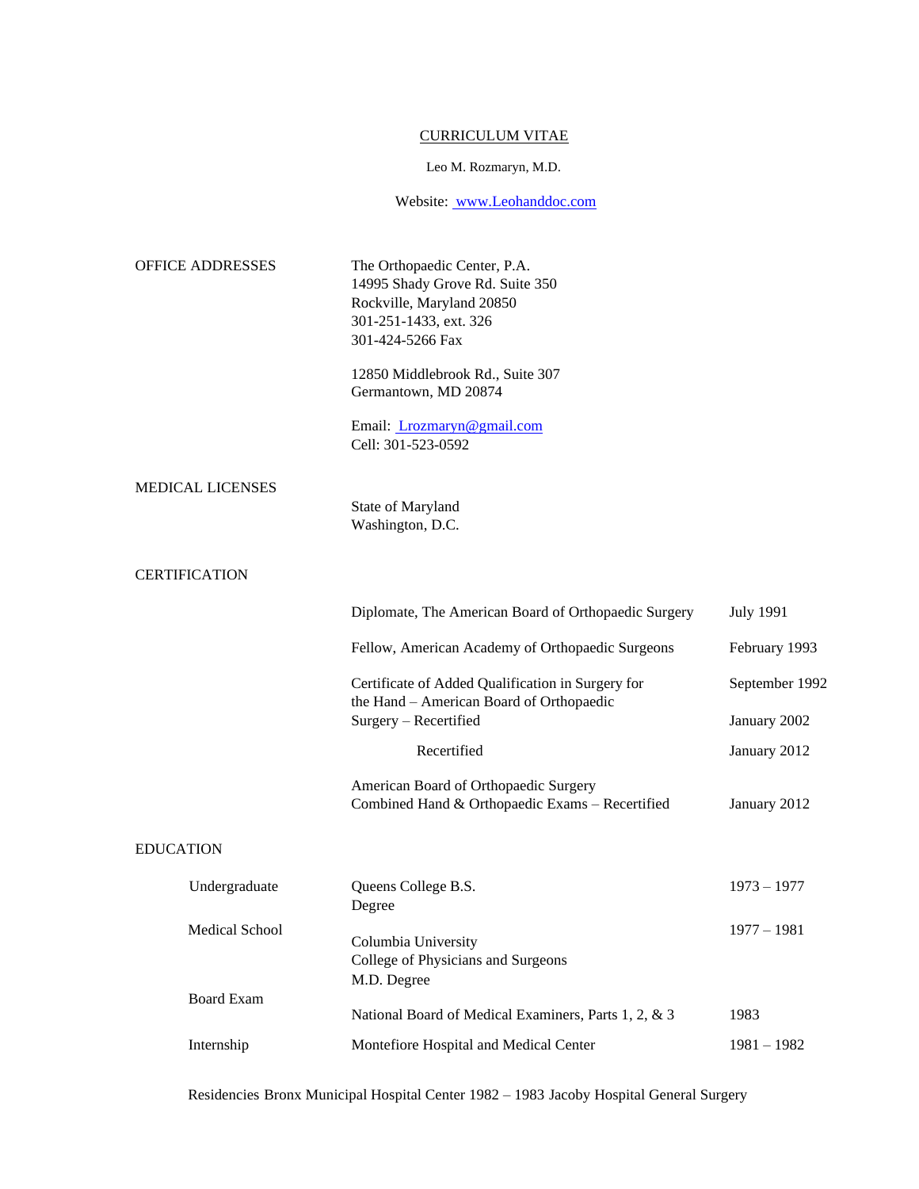# CURRICULUM VITAE

Leo M. Rozmaryn, M.D.

Website: www.Leohanddoc.com

## OFFICE ADDRESSES

The Orthopaedic Center, P.A.
14995 Shady Grove Rd. Suite 350
Rockville, Maryland 20850
301-251-1433, ext. 326
301-424-5266 Fax

12850 Middlebrook Rd., Suite 307
Germantown, MD 20874

Email: Lrozmaryn@gmail.com
Cell: 301-523-0592

## MEDICAL LICENSES

State of Maryland
Washington, D.C.

## CERTIFICATION

| | |
|---|---|
| Diplomate, The American Board of Orthopaedic Surgery | July 1991 |
| Fellow, American Academy of Orthopaedic Surgeons | February 1993 |
| Certificate of Added Qualification in Surgery for the Hand – American Board of Orthopaedic | September 1992 |
| Surgery – Recertified | January 2002 |
| Recertified | January 2012 |
| American Board of Orthopaedic Surgery Combined Hand & Orthopaedic Exams – Recertified | January 2012 |

## EDUCATION

| | | |
|---|---|---|
| Undergraduate | Queens College B.S. Degree | 1973 – 1977 |
| Medical School | Columbia University College of Physicians and Surgeons M.D. Degree | 1977 – 1981 |
| Board Exam | National Board of Medical Examiners, Parts 1, 2, & 3 | 1983 |
| Internship | Montefiore Hospital and Medical Center | 1981 – 1982 |

Residencies Bronx Municipal Hospital Center 1982 – 1983 Jacoby Hospital General Surgery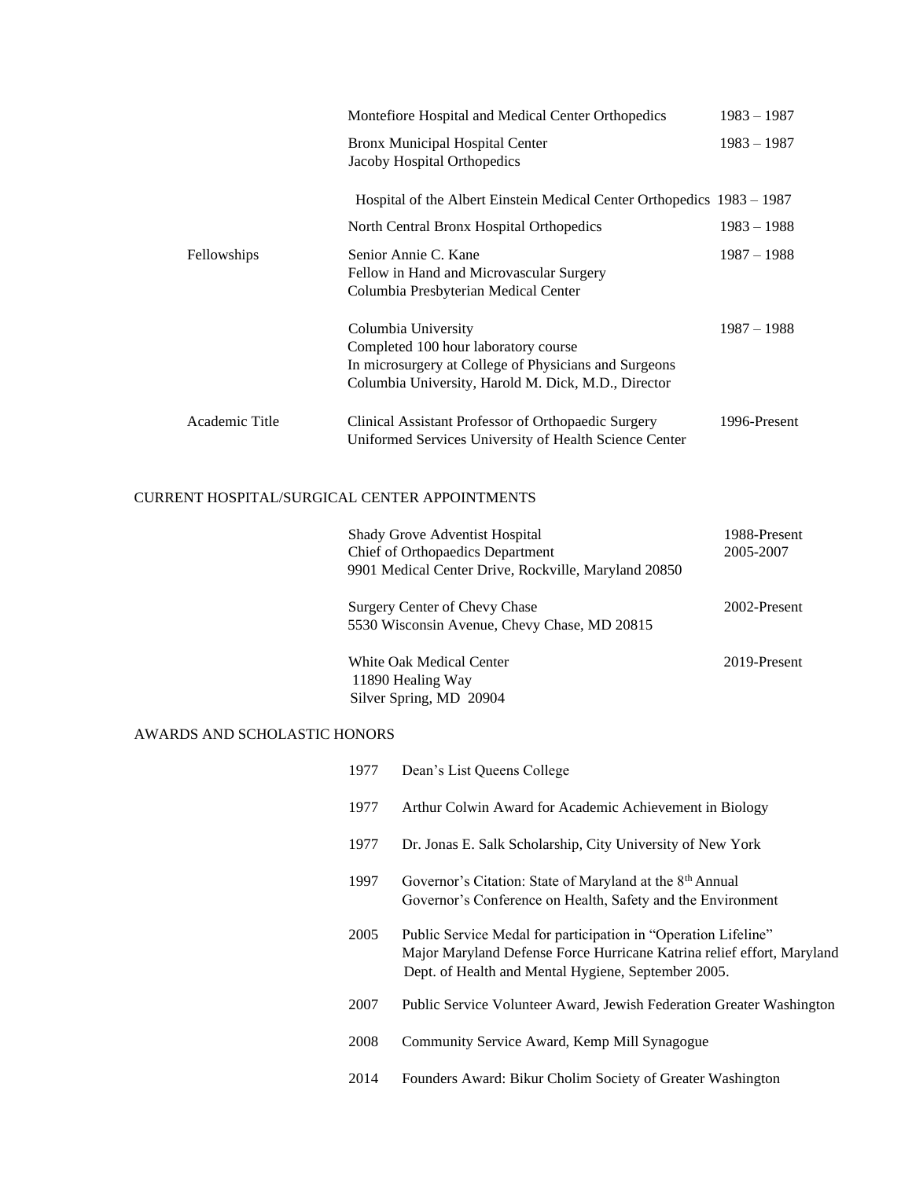| | | |
|---|---|---|
| | Montefiore Hospital and Medical Center Orthopedics | 1983 – 1987 |
| | Bronx Municipal Hospital Center<br>Jacoby Hospital Orthopedics | 1983 – 1987 |
| | Hospital of the Albert Einstein Medical Center Orthopedics | 1983 – 1987 |
| | North Central Bronx Hospital Orthopedics | 1983 – 1988 |
| Fellowships | Senior Annie C. Kane<br>Fellow in Hand and Microvascular Surgery<br>Columbia Presbyterian Medical Center | 1987 – 1988 |
| | Columbia University<br>Completed 100 hour laboratory course<br>In microsurgery at College of Physicians and Surgeons<br>Columbia University, Harold M. Dick, M.D., Director | 1987 – 1988 |
| Academic Title | Clinical Assistant Professor of Orthopaedic Surgery<br>Uniformed Services University of Health Science Center | 1996-Present |

## CURRENT HOSPITAL/SURGICAL CENTER APPOINTMENTS

| | |
|---|---|
| Shady Grove Adventist Hospital<br>Chief of Orthopaedics Department<br>9901 Medical Center Drive, Rockville, Maryland 20850 | 1988-Present<br>2005-2007 |
| Surgery Center of Chevy Chase<br>5530 Wisconsin Avenue, Chevy Chase, MD 20815 | 2002-Present |
| White Oak Medical Center<br>11890 Healing Way<br>Silver Spring, MD 20904 | 2019-Present |

## AWARDS AND SCHOLASTIC HONORS

| | |
|---|---|
| 1977 | Dean's List Queens College |
| 1977 | Arthur Colwin Award for Academic Achievement in Biology |
| 1977 | Dr. Jonas E. Salk Scholarship, City University of New York |
| 1997 | Governor's Citation: State of Maryland at the 8th Annual Governor's Conference on Health, Safety and the Environment |
| 2005 | Public Service Medal for participation in "Operation Lifeline" Major Maryland Defense Force Hurricane Katrina relief effort, Maryland Dept. of Health and Mental Hygiene, September 2005. |
| 2007 | Public Service Volunteer Award, Jewish Federation Greater Washington |
| 2008 | Community Service Award, Kemp Mill Synagogue |
| 2014 | Founders Award: Bikur Cholim Society of Greater Washington |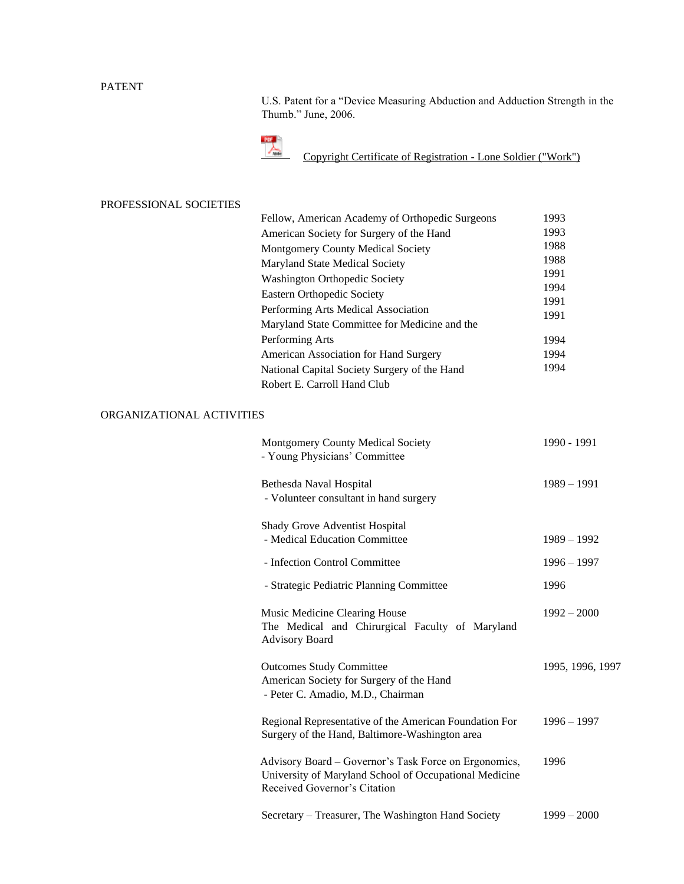## PATENT

U.S. Patent for a "Device Measuring Abduction and Adduction Strength in the Thumb." June, 2006.

Copyright Certificate of Registration - Lone Soldier ("Work")

## PROFESSIONAL SOCIETIES

| | |
|---|---|
| Fellow, American Academy of Orthopedic Surgeons | 1993 |
| American Society for Surgery of the Hand | 1993 |
| Montgomery County Medical Society | 1988 |
| Maryland State Medical Society | 1988 |
| Washington Orthopedic Society | 1991 |
| Eastern Orthopedic Society | 1994 |
| Performing Arts Medical Association | 1991 |
| Maryland State Committee for Medicine and the Performing Arts | 1991 |
| American Association for Hand Surgery | 1994 |
| National Capital Society Surgery of the Hand | 1994 |
| Robert E. Carroll Hand Club | 1994 |

## ORGANIZATIONAL ACTIVITIES

| | |
|---|---|
| Montgomery County Medical Society<br>- Young Physicians' Committee | 1990 - 1991 |
| Bethesda Naval Hospital<br>- Volunteer consultant in hand surgery | 1989 – 1991 |
| Shady Grove Adventist Hospital<br>- Medical Education Committee | 1989 – 1992 |
| - Infection Control Committee | 1996 – 1997 |
| - Strategic Pediatric Planning Committee | 1996 |
| Music Medicine Clearing House<br>The Medical and Chirurgical Faculty of Maryland Advisory Board | 1992 – 2000 |
| Outcomes Study Committee<br>American Society for Surgery of the Hand<br>- Peter C. Amadio, M.D., Chairman | 1995, 1996, 1997 |
| Regional Representative of the American Foundation For Surgery of the Hand, Baltimore-Washington area | 1996 – 1997 |
| Advisory Board – Governor's Task Force on Ergonomics, University of Maryland School of Occupational Medicine<br>Received Governor's Citation | 1996 |
| Secretary – Treasurer, The Washington Hand Society | 1999 – 2000 |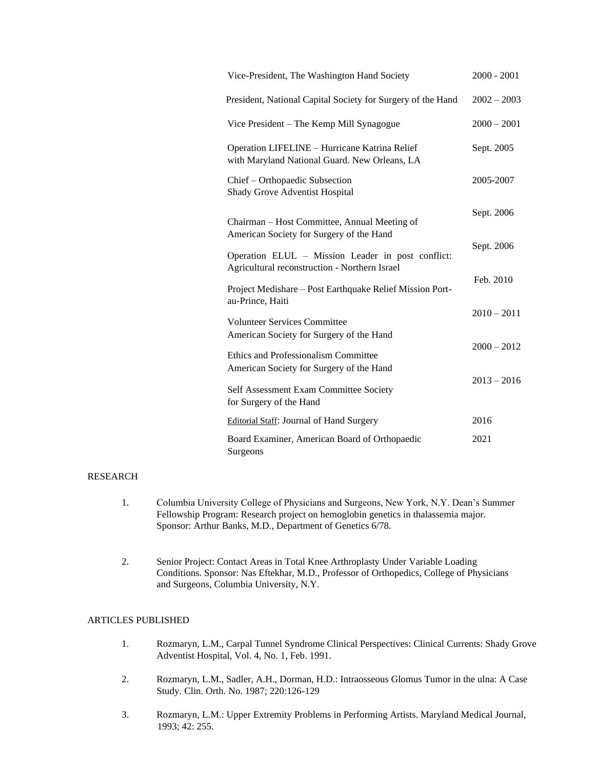| | |
|---|---|
| Vice-President, The Washington Hand Society | 2000 - 2001 |
| President, National Capital Society for Surgery of the Hand | 2002 – 2003 |
| Vice President – The Kemp Mill Synagogue | 2000 – 2001 |
| Operation LIFELINE – Hurricane Katrina Relief with Maryland National Guard. New Orleans, LA | Sept. 2005 |
| Chief – Orthopaedic Subsection Shady Grove Adventist Hospital | 2005-2007 |
| Chairman – Host Committee, Annual Meeting of American Society for Surgery of the Hand | Sept. 2006 |
| Operation ELUL – Mission Leader in post conflict: Agricultural reconstruction - Northern Israel | Sept. 2006 |
| Project Medishare – Post Earthquake Relief Mission Port-au-Prince, Haiti | Feb. 2010 |
| Volunteer Services Committee American Society for Surgery of the Hand | 2010 – 2011 |
| Ethics and Professionalism Committee American Society for Surgery of the Hand | 2000 – 2012 |
| Self Assessment Exam Committee Society for Surgery of the Hand | 2013 – 2016 |
| Editorial Staff: Journal of Hand Surgery | 2016 |
| Board Examiner, American Board of Orthopaedic Surgeons | 2021 |

RESEARCH

1. Columbia University College of Physicians and Surgeons, New York, N.Y. Dean's Summer Fellowship Program: Research project on hemoglobin genetics in thalassemia major. Sponsor: Arthur Banks, M.D., Department of Genetics 6/78.

2. Senior Project: Contact Areas in Total Knee Arthroplasty Under Variable Loading Conditions. Sponsor: Nas Eftekhar, M.D., Professor of Orthopedics, College of Physicians and Surgeons, Columbia University, N.Y.

ARTICLES PUBLISHED

1. Rozmaryn, L.M., Carpal Tunnel Syndrome Clinical Perspectives: Clinical Currents: Shady Grove Adventist Hospital, Vol. 4, No. 1, Feb. 1991.

2. Rozmaryn, L.M., Sadler, A.H., Dorman, H.D.: Intraosseous Glomus Tumor in the ulna: A Case Study. Clin. Orth. No. 1987; 220:126-129

3. Rozmaryn, L.M.: Upper Extremity Problems in Performing Artists. Maryland Medical Journal, 1993; 42: 255.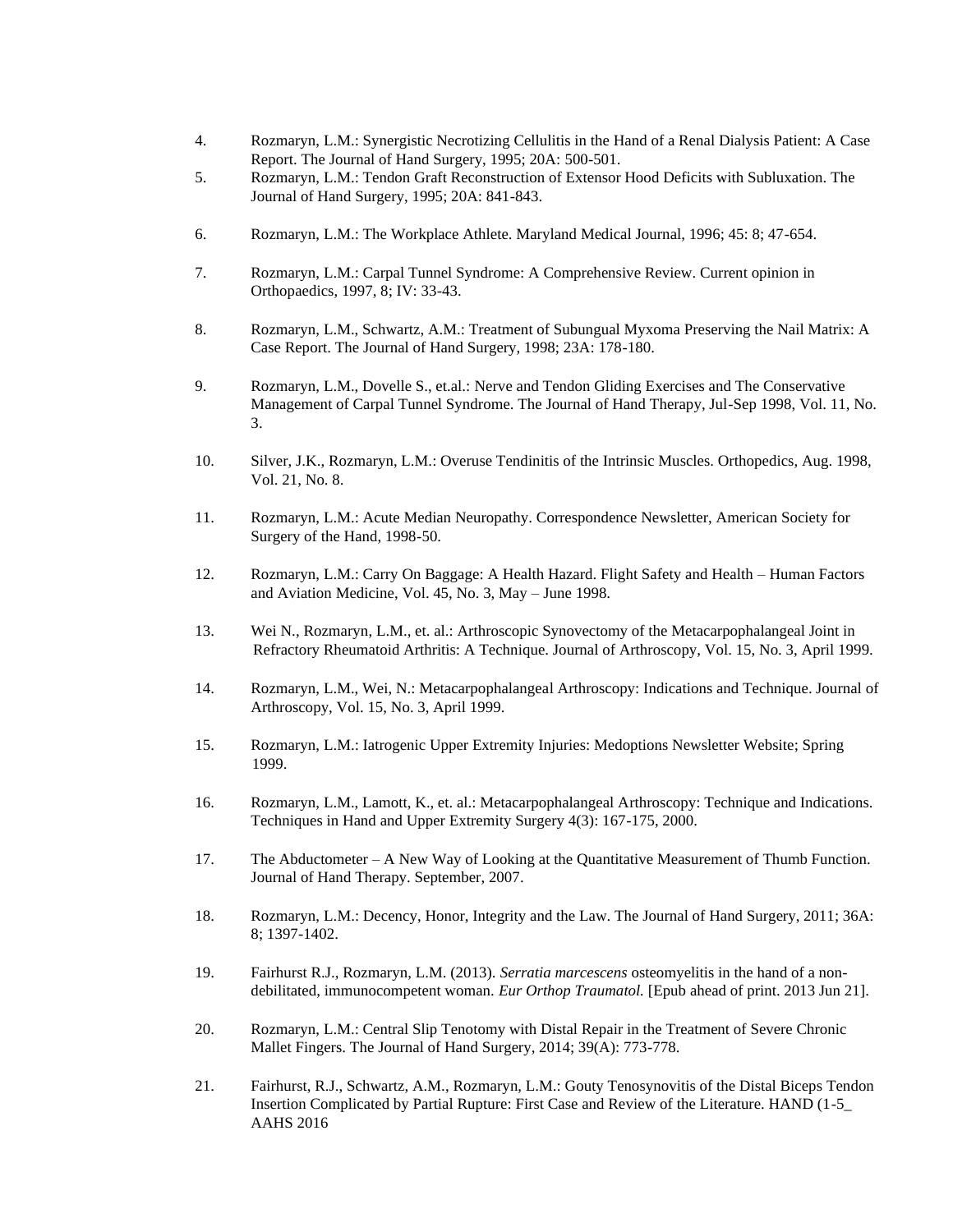4. Rozmaryn, L.M.: Synergistic Necrotizing Cellulitis in the Hand of a Renal Dialysis Patient: A Case Report. The Journal of Hand Surgery, 1995; 20A: 500-501.
5. Rozmaryn, L.M.: Tendon Graft Reconstruction of Extensor Hood Deficits with Subluxation. The Journal of Hand Surgery, 1995; 20A: 841-843.
6. Rozmaryn, L.M.: The Workplace Athlete. Maryland Medical Journal, 1996; 45: 8; 47-654.
7. Rozmaryn, L.M.: Carpal Tunnel Syndrome: A Comprehensive Review. Current opinion in Orthopaedics, 1997, 8; IV: 33-43.
8. Rozmaryn, L.M., Schwartz, A.M.: Treatment of Subungual Myxoma Preserving the Nail Matrix: A Case Report. The Journal of Hand Surgery, 1998; 23A: 178-180.
9. Rozmaryn, L.M., Dovelle S., et.al.: Nerve and Tendon Gliding Exercises and The Conservative Management of Carpal Tunnel Syndrome. The Journal of Hand Therapy, Jul-Sep 1998, Vol. 11, No. 3.
10. Silver, J.K., Rozmaryn, L.M.: Overuse Tendinitis of the Intrinsic Muscles. Orthopedics, Aug. 1998, Vol. 21, No. 8.
11. Rozmaryn, L.M.: Acute Median Neuropathy. Correspondence Newsletter, American Society for Surgery of the Hand, 1998-50.
12. Rozmaryn, L.M.: Carry On Baggage: A Health Hazard. Flight Safety and Health – Human Factors and Aviation Medicine, Vol. 45, No. 3, May – June 1998.
13. Wei N., Rozmaryn, L.M., et. al.: Arthroscopic Synovectomy of the Metacarpophalangeal Joint in Refractory Rheumatoid Arthritis: A Technique. Journal of Arthroscopy, Vol. 15, No. 3, April 1999.
14. Rozmaryn, L.M., Wei, N.: Metacarpophalangeal Arthroscopy: Indications and Technique. Journal of Arthroscopy, Vol. 15, No. 3, April 1999.
15. Rozmaryn, L.M.: Iatrogenic Upper Extremity Injuries: Medoptions Newsletter Website; Spring 1999.
16. Rozmaryn, L.M., Lamott, K., et. al.: Metacarpophalangeal Arthroscopy: Technique and Indications. Techniques in Hand and Upper Extremity Surgery 4(3): 167-175, 2000.
17. The Abductometer – A New Way of Looking at the Quantitative Measurement of Thumb Function. Journal of Hand Therapy. September, 2007.
18. Rozmaryn, L.M.: Decency, Honor, Integrity and the Law. The Journal of Hand Surgery, 2011; 36A: 8; 1397-1402.
19. Fairhurst R.J., Rozmaryn, L.M. (2013). *Serratia marcescens* osteomyelitis in the hand of a non-debilitated, immunocompetent woman. *Eur Orthop Traumatol.* [Epub ahead of print. 2013 Jun 21].
20. Rozmaryn, L.M.: Central Slip Tenotomy with Distal Repair in the Treatment of Severe Chronic Mallet Fingers. The Journal of Hand Surgery, 2014; 39(A): 773-778.
21. Fairhurst, R.J., Schwartz, A.M., Rozmaryn, L.M.: Gouty Tenosynovitis of the Distal Biceps Tendon Insertion Complicated by Partial Rupture: First Case and Review of the Literature. HAND (1-5_ AAHS 2016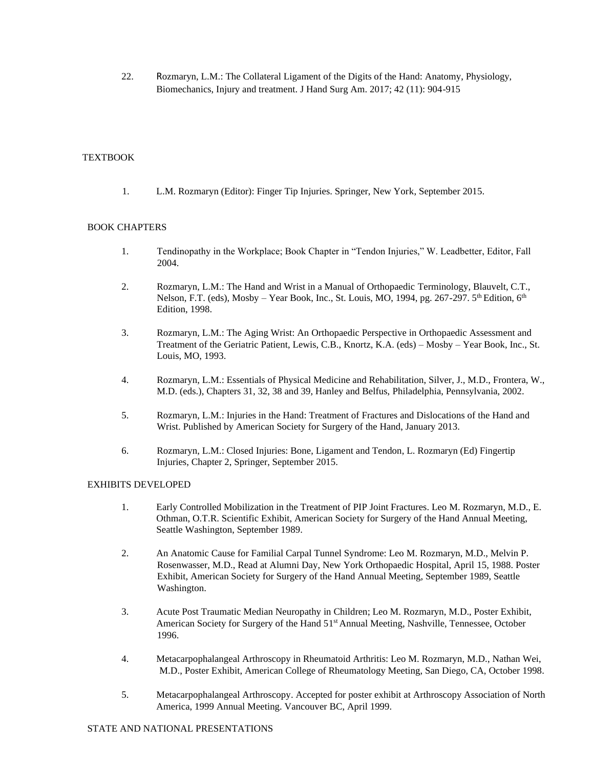22. Rozmaryn, L.M.: The Collateral Ligament of the Digits of the Hand: Anatomy, Physiology, Biomechanics, Injury and treatment. J Hand Surg Am. 2017; 42 (11): 904-915

## TEXTBOOK

1. L.M. Rozmaryn (Editor): Finger Tip Injuries. Springer, New York, September 2015.

## BOOK CHAPTERS

1. Tendinopathy in the Workplace; Book Chapter in "Tendon Injuries," W. Leadbetter, Editor, Fall 2004.

2. Rozmaryn, L.M.: The Hand and Wrist in a Manual of Orthopaedic Terminology, Blauvelt, C.T., Nelson, F.T. (eds), Mosby – Year Book, Inc., St. Louis, MO, 1994, pg. 267-297. 5th Edition, 6th Edition, 1998.

3. Rozmaryn, L.M.: The Aging Wrist: An Orthopaedic Perspective in Orthopaedic Assessment and Treatment of the Geriatric Patient, Lewis, C.B., Knortz, K.A. (eds) – Mosby – Year Book, Inc., St. Louis, MO, 1993.

4. Rozmaryn, L.M.: Essentials of Physical Medicine and Rehabilitation, Silver, J., M.D., Frontera, W., M.D. (eds.), Chapters 31, 32, 38 and 39, Hanley and Belfus, Philadelphia, Pennsylvania, 2002.

5. Rozmaryn, L.M.: Injuries in the Hand: Treatment of Fractures and Dislocations of the Hand and Wrist. Published by American Society for Surgery of the Hand, January 2013.

6. Rozmaryn, L.M.: Closed Injuries: Bone, Ligament and Tendon, L. Rozmaryn (Ed) Fingertip Injuries, Chapter 2, Springer, September 2015.

## EXHIBITS DEVELOPED

1. Early Controlled Mobilization in the Treatment of PIP Joint Fractures. Leo M. Rozmaryn, M.D., E. Othman, O.T.R. Scientific Exhibit, American Society for Surgery of the Hand Annual Meeting, Seattle Washington, September 1989.

2. An Anatomic Cause for Familial Carpal Tunnel Syndrome: Leo M. Rozmaryn, M.D., Melvin P. Rosenwasser, M.D., Read at Alumni Day, New York Orthopaedic Hospital, April 15, 1988. Poster Exhibit, American Society for Surgery of the Hand Annual Meeting, September 1989, Seattle Washington.

3. Acute Post Traumatic Median Neuropathy in Children; Leo M. Rozmaryn, M.D., Poster Exhibit, American Society for Surgery of the Hand 51st Annual Meeting, Nashville, Tennessee, October 1996.

4. Metacarpophalangeal Arthroscopy in Rheumatoid Arthritis: Leo M. Rozmaryn, M.D., Nathan Wei, M.D., Poster Exhibit, American College of Rheumatology Meeting, San Diego, CA, October 1998.

5. Metacarpophalangeal Arthroscopy. Accepted for poster exhibit at Arthroscopy Association of North America, 1999 Annual Meeting. Vancouver BC, April 1999.

## STATE AND NATIONAL PRESENTATIONS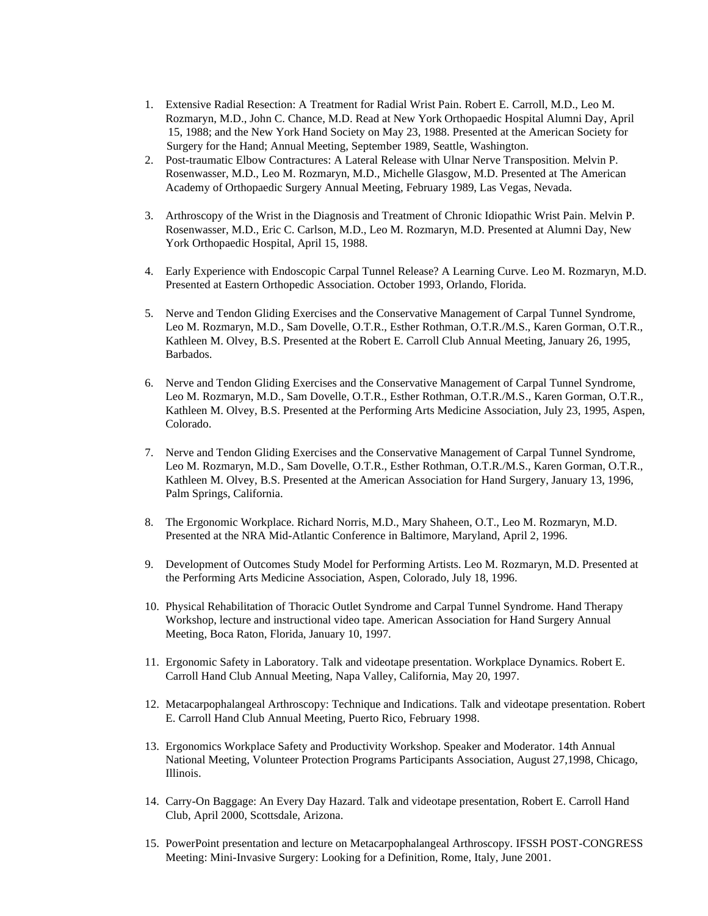1. Extensive Radial Resection: A Treatment for Radial Wrist Pain. Robert E. Carroll, M.D., Leo M. Rozmaryn, M.D., John C. Chance, M.D. Read at New York Orthopaedic Hospital Alumni Day, April 15, 1988; and the New York Hand Society on May 23, 1988. Presented at the American Society for Surgery for the Hand; Annual Meeting, September 1989, Seattle, Washington.
2. Post-traumatic Elbow Contractures: A Lateral Release with Ulnar Nerve Transposition. Melvin P. Rosenwasser, M.D., Leo M. Rozmaryn, M.D., Michelle Glasgow, M.D. Presented at The American Academy of Orthopaedic Surgery Annual Meeting, February 1989, Las Vegas, Nevada.
3. Arthroscopy of the Wrist in the Diagnosis and Treatment of Chronic Idiopathic Wrist Pain. Melvin P. Rosenwasser, M.D., Eric C. Carlson, M.D., Leo M. Rozmaryn, M.D. Presented at Alumni Day, New York Orthopaedic Hospital, April 15, 1988.
4. Early Experience with Endoscopic Carpal Tunnel Release? A Learning Curve. Leo M. Rozmaryn, M.D. Presented at Eastern Orthopedic Association. October 1993, Orlando, Florida.
5. Nerve and Tendon Gliding Exercises and the Conservative Management of Carpal Tunnel Syndrome, Leo M. Rozmaryn, M.D., Sam Dovelle, O.T.R., Esther Rothman, O.T.R./M.S., Karen Gorman, O.T.R., Kathleen M. Olvey, B.S. Presented at the Robert E. Carroll Club Annual Meeting, January 26, 1995, Barbados.
6. Nerve and Tendon Gliding Exercises and the Conservative Management of Carpal Tunnel Syndrome, Leo M. Rozmaryn, M.D., Sam Dovelle, O.T.R., Esther Rothman, O.T.R./M.S., Karen Gorman, O.T.R., Kathleen M. Olvey, B.S. Presented at the Performing Arts Medicine Association, July 23, 1995, Aspen, Colorado.
7. Nerve and Tendon Gliding Exercises and the Conservative Management of Carpal Tunnel Syndrome, Leo M. Rozmaryn, M.D., Sam Dovelle, O.T.R., Esther Rothman, O.T.R./M.S., Karen Gorman, O.T.R., Kathleen M. Olvey, B.S. Presented at the American Association for Hand Surgery, January 13, 1996, Palm Springs, California.
8. The Ergonomic Workplace. Richard Norris, M.D., Mary Shaheen, O.T., Leo M. Rozmaryn, M.D. Presented at the NRA Mid-Atlantic Conference in Baltimore, Maryland, April 2, 1996.
9. Development of Outcomes Study Model for Performing Artists. Leo M. Rozmaryn, M.D. Presented at the Performing Arts Medicine Association, Aspen, Colorado, July 18, 1996.
10. Physical Rehabilitation of Thoracic Outlet Syndrome and Carpal Tunnel Syndrome. Hand Therapy Workshop, lecture and instructional video tape. American Association for Hand Surgery Annual Meeting, Boca Raton, Florida, January 10, 1997.
11. Ergonomic Safety in Laboratory. Talk and videotape presentation. Workplace Dynamics. Robert E. Carroll Hand Club Annual Meeting, Napa Valley, California, May 20, 1997.
12. Metacarpophalangeal Arthroscopy: Technique and Indications. Talk and videotape presentation. Robert E. Carroll Hand Club Annual Meeting, Puerto Rico, February 1998.
13. Ergonomics Workplace Safety and Productivity Workshop. Speaker and Moderator. 14th Annual National Meeting, Volunteer Protection Programs Participants Association, August 27,1998, Chicago, Illinois.
14. Carry-On Baggage: An Every Day Hazard. Talk and videotape presentation, Robert E. Carroll Hand Club, April 2000, Scottsdale, Arizona.
15. PowerPoint presentation and lecture on Metacarpophalangeal Arthroscopy. IFSSH POST-CONGRESS Meeting: Mini-Invasive Surgery: Looking for a Definition, Rome, Italy, June 2001.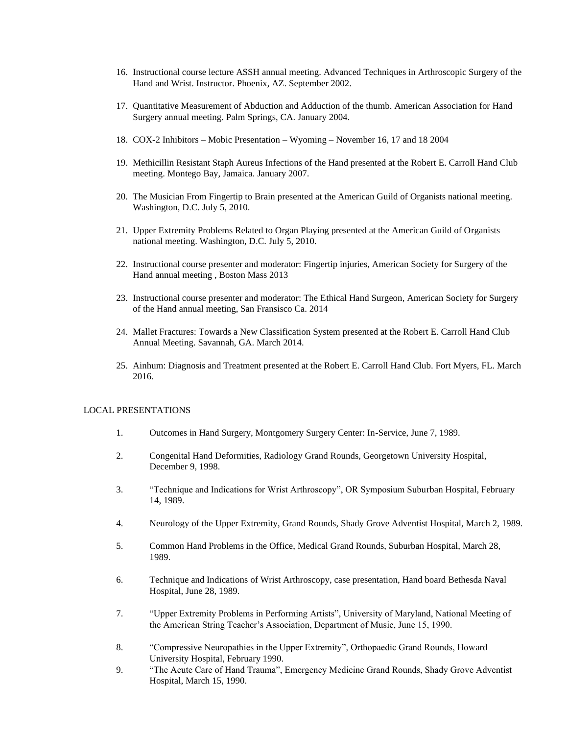16. Instructional course lecture ASSH annual meeting. Advanced Techniques in Arthroscopic Surgery of the Hand and Wrist. Instructor. Phoenix, AZ. September 2002.

17. Quantitative Measurement of Abduction and Adduction of the thumb. American Association for Hand Surgery annual meeting. Palm Springs, CA. January 2004.

18. COX-2 Inhibitors – Mobic Presentation – Wyoming – November 16, 17 and 18 2004

19. Methicillin Resistant Staph Aureus Infections of the Hand presented at the Robert E. Carroll Hand Club meeting. Montego Bay, Jamaica. January 2007.

20. The Musician From Fingertip to Brain presented at the American Guild of Organists national meeting. Washington, D.C. July 5, 2010.

21. Upper Extremity Problems Related to Organ Playing presented at the American Guild of Organists national meeting. Washington, D.C. July 5, 2010.

22. Instructional course presenter and moderator: Fingertip injuries, American Society for Surgery of the Hand annual meeting , Boston Mass 2013

23. Instructional course presenter and moderator: The Ethical Hand Surgeon, American Society for Surgery of the Hand annual meeting, San Fransisco Ca. 2014

24. Mallet Fractures: Towards a New Classification System presented at the Robert E. Carroll Hand Club Annual Meeting. Savannah, GA. March 2014.

25. Ainhum: Diagnosis and Treatment presented at the Robert E. Carroll Hand Club. Fort Myers, FL. March 2016.

LOCAL PRESENTATIONS

1. Outcomes in Hand Surgery, Montgomery Surgery Center: In-Service, June 7, 1989.

2. Congenital Hand Deformities, Radiology Grand Rounds, Georgetown University Hospital, December 9, 1998.

3. “Technique and Indications for Wrist Arthroscopy”, OR Symposium Suburban Hospital, February 14, 1989.

4. Neurology of the Upper Extremity, Grand Rounds, Shady Grove Adventist Hospital, March 2, 1989.

5. Common Hand Problems in the Office, Medical Grand Rounds, Suburban Hospital, March 28, 1989.

6. Technique and Indications of Wrist Arthroscopy, case presentation, Hand board Bethesda Naval Hospital, June 28, 1989.

7. “Upper Extremity Problems in Performing Artists”, University of Maryland, National Meeting of the American String Teacher’s Association, Department of Music, June 15, 1990.

8. “Compressive Neuropathies in the Upper Extremity”, Orthopaedic Grand Rounds, Howard University Hospital, February 1990.

9. “The Acute Care of Hand Trauma”, Emergency Medicine Grand Rounds, Shady Grove Adventist Hospital, March 15, 1990.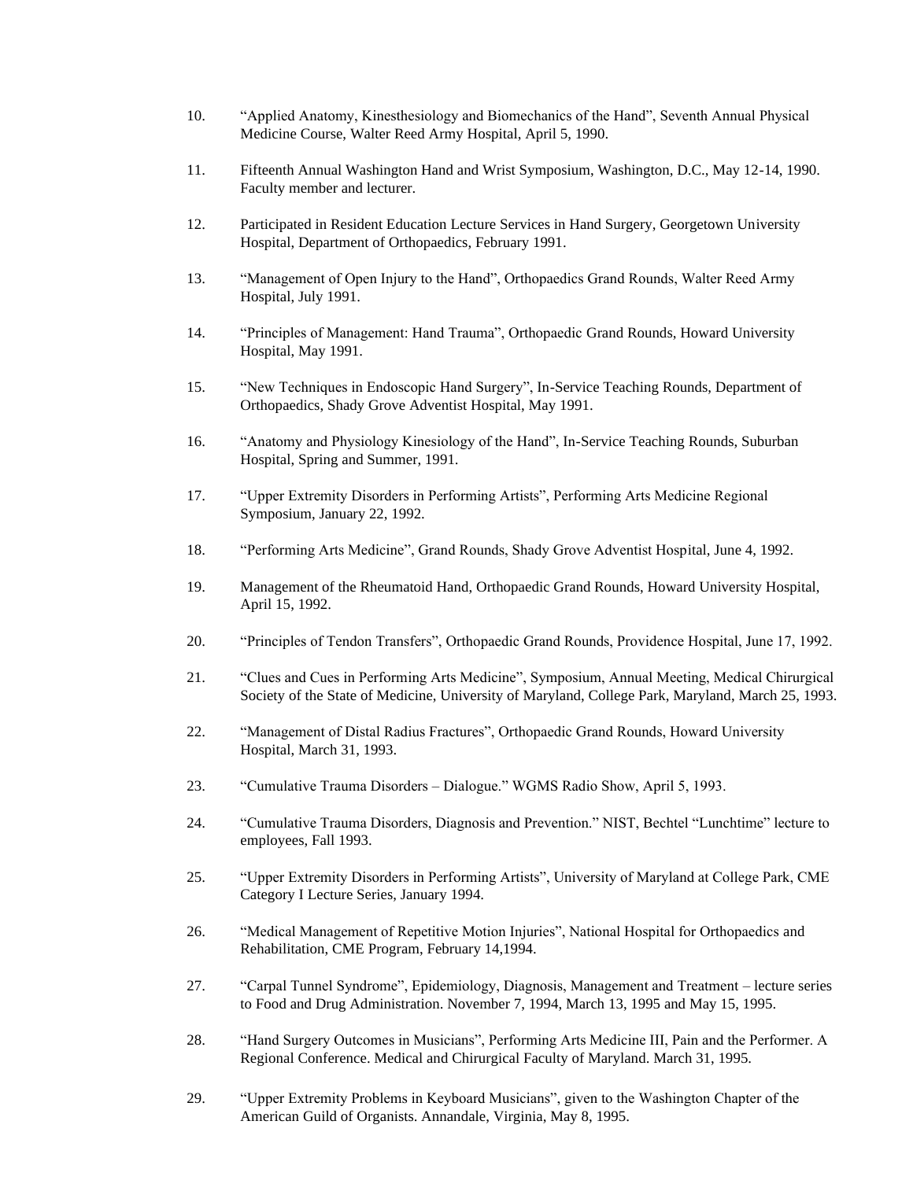10. "Applied Anatomy, Kinesthesiology and Biomechanics of the Hand", Seventh Annual Physical Medicine Course, Walter Reed Army Hospital, April 5, 1990.

11. Fifteenth Annual Washington Hand and Wrist Symposium, Washington, D.C., May 12-14, 1990. Faculty member and lecturer.

12. Participated in Resident Education Lecture Services in Hand Surgery, Georgetown University Hospital, Department of Orthopaedics, February 1991.

13. "Management of Open Injury to the Hand", Orthopaedics Grand Rounds, Walter Reed Army Hospital, July 1991.

14. "Principles of Management: Hand Trauma", Orthopaedic Grand Rounds, Howard University Hospital, May 1991.

15. "New Techniques in Endoscopic Hand Surgery", In-Service Teaching Rounds, Department of Orthopaedics, Shady Grove Adventist Hospital, May 1991.

16. "Anatomy and Physiology Kinesiology of the Hand", In-Service Teaching Rounds, Suburban Hospital, Spring and Summer, 1991.

17. "Upper Extremity Disorders in Performing Artists", Performing Arts Medicine Regional Symposium, January 22, 1992.

18. "Performing Arts Medicine", Grand Rounds, Shady Grove Adventist Hospital, June 4, 1992.

19. Management of the Rheumatoid Hand, Orthopaedic Grand Rounds, Howard University Hospital, April 15, 1992.

20. "Principles of Tendon Transfers", Orthopaedic Grand Rounds, Providence Hospital, June 17, 1992.

21. "Clues and Cues in Performing Arts Medicine", Symposium, Annual Meeting, Medical Chirurgical Society of the State of Medicine, University of Maryland, College Park, Maryland, March 25, 1993.

22. "Management of Distal Radius Fractures", Orthopaedic Grand Rounds, Howard University Hospital, March 31, 1993.

23. "Cumulative Trauma Disorders – Dialogue." WGMS Radio Show, April 5, 1993.

24. "Cumulative Trauma Disorders, Diagnosis and Prevention." NIST, Bechtel "Lunchtime" lecture to employees, Fall 1993.

25. "Upper Extremity Disorders in Performing Artists", University of Maryland at College Park, CME Category I Lecture Series, January 1994.

26. "Medical Management of Repetitive Motion Injuries", National Hospital for Orthopaedics and Rehabilitation, CME Program, February 14,1994.

27. "Carpal Tunnel Syndrome", Epidemiology, Diagnosis, Management and Treatment – lecture series to Food and Drug Administration. November 7, 1994, March 13, 1995 and May 15, 1995.

28. "Hand Surgery Outcomes in Musicians", Performing Arts Medicine III, Pain and the Performer. A Regional Conference. Medical and Chirurgical Faculty of Maryland. March 31, 1995.

29. "Upper Extremity Problems in Keyboard Musicians", given to the Washington Chapter of the American Guild of Organists. Annandale, Virginia, May 8, 1995.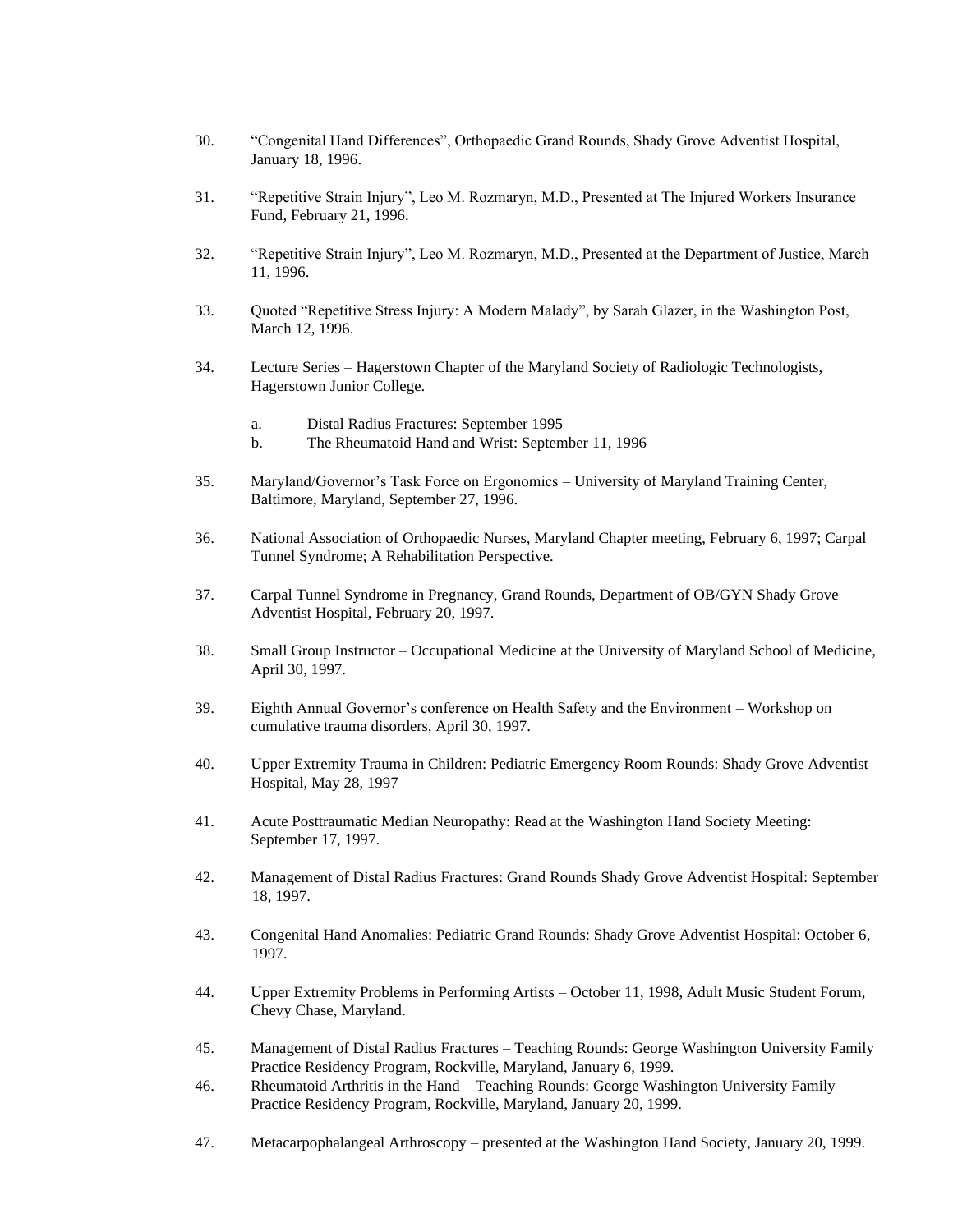30. “Congenital Hand Differences”, Orthopaedic Grand Rounds, Shady Grove Adventist Hospital, January 18, 1996.

31. “Repetitive Strain Injury”, Leo M. Rozmaryn, M.D., Presented at The Injured Workers Insurance Fund, February 21, 1996.

32. “Repetitive Strain Injury”, Leo M. Rozmaryn, M.D., Presented at the Department of Justice, March 11, 1996.

33. Quoted “Repetitive Stress Injury: A Modern Malady”, by Sarah Glazer, in the Washington Post, March 12, 1996.

34. Lecture Series – Hagerstown Chapter of the Maryland Society of Radiologic Technologists, Hagerstown Junior College.

    a. Distal Radius Fractures: September 1995
    b. The Rheumatoid Hand and Wrist: September 11, 1996

35. Maryland/Governor’s Task Force on Ergonomics – University of Maryland Training Center, Baltimore, Maryland, September 27, 1996.

36. National Association of Orthopaedic Nurses, Maryland Chapter meeting, February 6, 1997; Carpal Tunnel Syndrome; A Rehabilitation Perspective.

37. Carpal Tunnel Syndrome in Pregnancy, Grand Rounds, Department of OB/GYN Shady Grove Adventist Hospital, February 20, 1997.

38. Small Group Instructor – Occupational Medicine at the University of Maryland School of Medicine, April 30, 1997.

39. Eighth Annual Governor’s conference on Health Safety and the Environment – Workshop on cumulative trauma disorders, April 30, 1997.

40. Upper Extremity Trauma in Children: Pediatric Emergency Room Rounds: Shady Grove Adventist Hospital, May 28, 1997

41. Acute Posttraumatic Median Neuropathy: Read at the Washington Hand Society Meeting: September 17, 1997.

42. Management of Distal Radius Fractures: Grand Rounds Shady Grove Adventist Hospital: September 18, 1997.

43. Congenital Hand Anomalies: Pediatric Grand Rounds: Shady Grove Adventist Hospital: October 6, 1997.

44. Upper Extremity Problems in Performing Artists – October 11, 1998, Adult Music Student Forum, Chevy Chase, Maryland.

45. Management of Distal Radius Fractures – Teaching Rounds: George Washington University Family Practice Residency Program, Rockville, Maryland, January 6, 1999.

46. Rheumatoid Arthritis in the Hand – Teaching Rounds: George Washington University Family Practice Residency Program, Rockville, Maryland, January 20, 1999.

47. Metacarpophalangeal Arthroscopy – presented at the Washington Hand Society, January 20, 1999.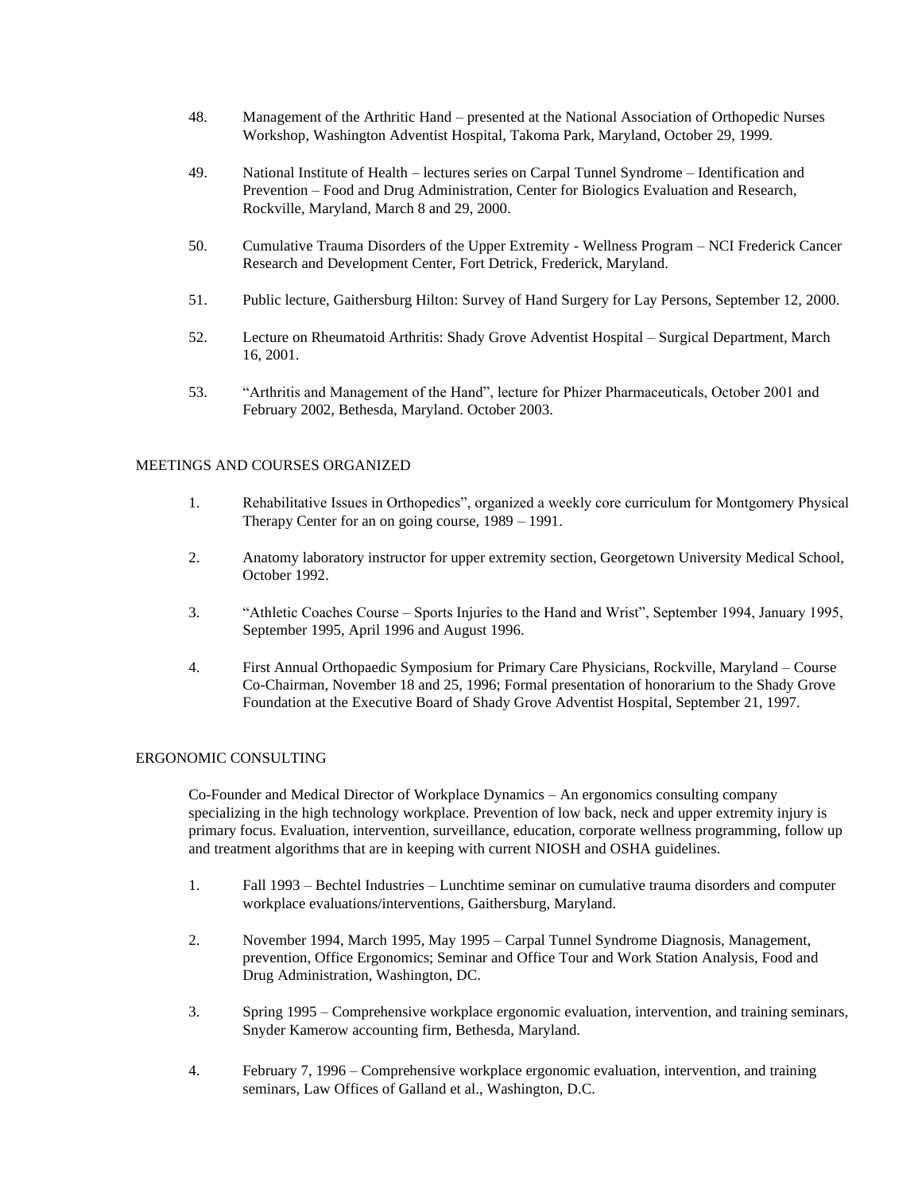48. Management of the Arthritic Hand – presented at the National Association of Orthopedic Nurses Workshop, Washington Adventist Hospital, Takoma Park, Maryland, October 29, 1999.

49. National Institute of Health – lectures series on Carpal Tunnel Syndrome – Identification and Prevention – Food and Drug Administration, Center for Biologics Evaluation and Research, Rockville, Maryland, March 8 and 29, 2000.

50. Cumulative Trauma Disorders of the Upper Extremity - Wellness Program – NCI Frederick Cancer Research and Development Center, Fort Detrick, Frederick, Maryland.

51. Public lecture, Gaithersburg Hilton: Survey of Hand Surgery for Lay Persons, September 12, 2000.

52. Lecture on Rheumatoid Arthritis: Shady Grove Adventist Hospital – Surgical Department, March 16, 2001.

53. "Arthritis and Management of the Hand", lecture for Phizer Pharmaceuticals, October 2001 and February 2002, Bethesda, Maryland. October 2003.

MEETINGS AND COURSES ORGANIZED

1. Rehabilitative Issues in Orthopedics", organized a weekly core curriculum for Montgomery Physical Therapy Center for an on going course, 1989 – 1991.

2. Anatomy laboratory instructor for upper extremity section, Georgetown University Medical School, October 1992.

3. "Athletic Coaches Course – Sports Injuries to the Hand and Wrist", September 1994, January 1995, September 1995, April 1996 and August 1996.

4. First Annual Orthopaedic Symposium for Primary Care Physicians, Rockville, Maryland – Course Co-Chairman, November 18 and 25, 1996; Formal presentation of honorarium to the Shady Grove Foundation at the Executive Board of Shady Grove Adventist Hospital, September 21, 1997.

ERGONOMIC CONSULTING

Co-Founder and Medical Director of Workplace Dynamics – An ergonomics consulting company specializing in the high technology workplace. Prevention of low back, neck and upper extremity injury is primary focus. Evaluation, intervention, surveillance, education, corporate wellness programming, follow up and treatment algorithms that are in keeping with current NIOSH and OSHA guidelines.

1. Fall 1993 – Bechtel Industries – Lunchtime seminar on cumulative trauma disorders and computer workplace evaluations/interventions, Gaithersburg, Maryland.

2. November 1994, March 1995, May 1995 – Carpal Tunnel Syndrome Diagnosis, Management, prevention, Office Ergonomics; Seminar and Office Tour and Work Station Analysis, Food and Drug Administration, Washington, DC.

3. Spring 1995 – Comprehensive workplace ergonomic evaluation, intervention, and training seminars, Snyder Kamerow accounting firm, Bethesda, Maryland.

4. February 7, 1996 – Comprehensive workplace ergonomic evaluation, intervention, and training seminars, Law Offices of Galland et al., Washington, D.C.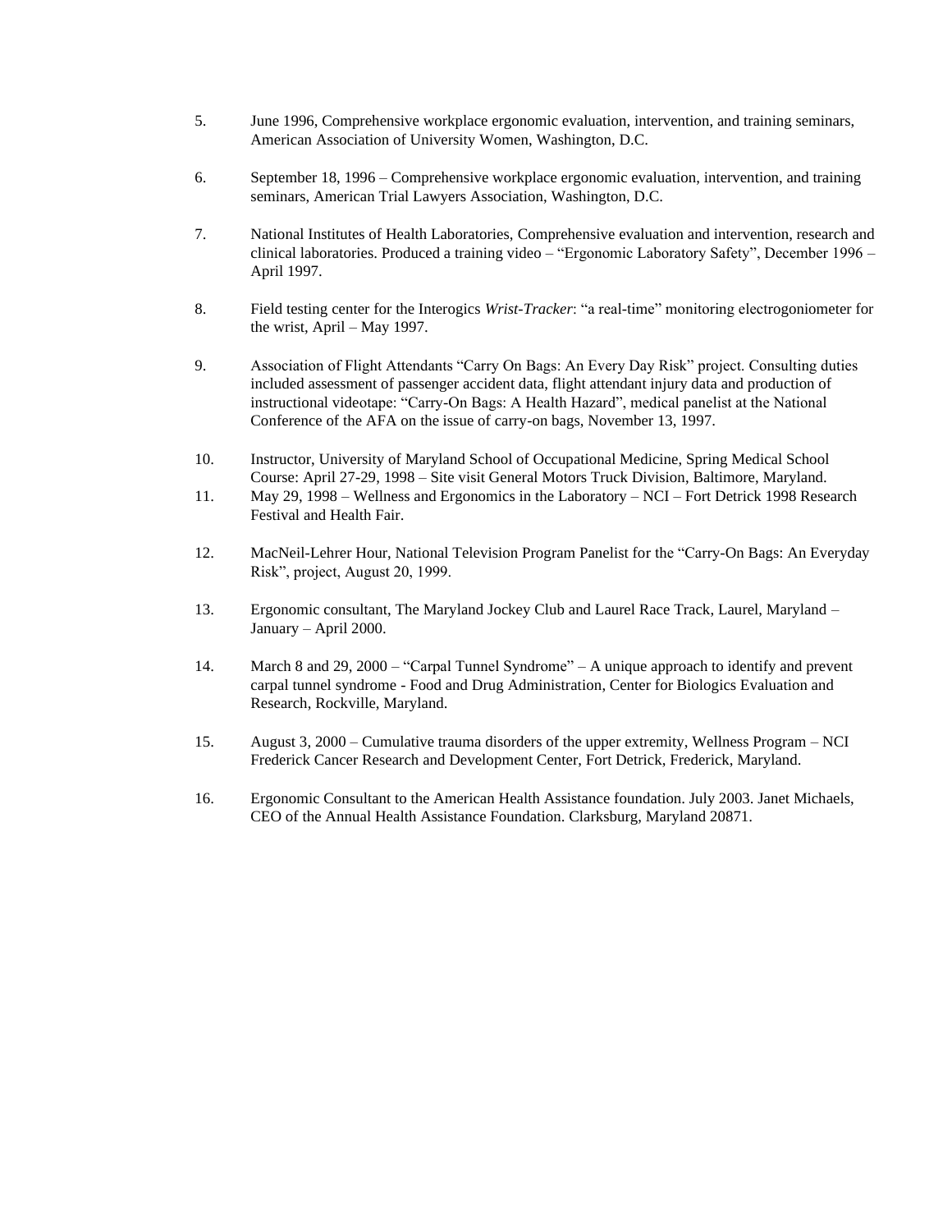5. June 1996, Comprehensive workplace ergonomic evaluation, intervention, and training seminars, American Association of University Women, Washington, D.C.

6. September 18, 1996 – Comprehensive workplace ergonomic evaluation, intervention, and training seminars, American Trial Lawyers Association, Washington, D.C.

7. National Institutes of Health Laboratories, Comprehensive evaluation and intervention, research and clinical laboratories. Produced a training video – "Ergonomic Laboratory Safety", December 1996 – April 1997.

8. Field testing center for the Interogics *Wrist-Tracker*: "a real-time" monitoring electrogoniometer for the wrist, April – May 1997.

9. Association of Flight Attendants "Carry On Bags: An Every Day Risk" project. Consulting duties included assessment of passenger accident data, flight attendant injury data and production of instructional videotape: "Carry-On Bags: A Health Hazard", medical panelist at the National Conference of the AFA on the issue of carry-on bags, November 13, 1997.

10. Instructor, University of Maryland School of Occupational Medicine, Spring Medical School Course: April 27-29, 1998 – Site visit General Motors Truck Division, Baltimore, Maryland.

11. May 29, 1998 – Wellness and Ergonomics in the Laboratory – NCI – Fort Detrick 1998 Research Festival and Health Fair.

12. MacNeil-Lehrer Hour, National Television Program Panelist for the "Carry-On Bags: An Everyday Risk", project, August 20, 1999.

13. Ergonomic consultant, The Maryland Jockey Club and Laurel Race Track, Laurel, Maryland – January – April 2000.

14. March 8 and 29, 2000 – "Carpal Tunnel Syndrome" – A unique approach to identify and prevent carpal tunnel syndrome - Food and Drug Administration, Center for Biologics Evaluation and Research, Rockville, Maryland.

15. August 3, 2000 – Cumulative trauma disorders of the upper extremity, Wellness Program – NCI Frederick Cancer Research and Development Center, Fort Detrick, Frederick, Maryland.

16. Ergonomic Consultant to the American Health Assistance foundation. July 2003. Janet Michaels, CEO of the Annual Health Assistance Foundation. Clarksburg, Maryland 20871.